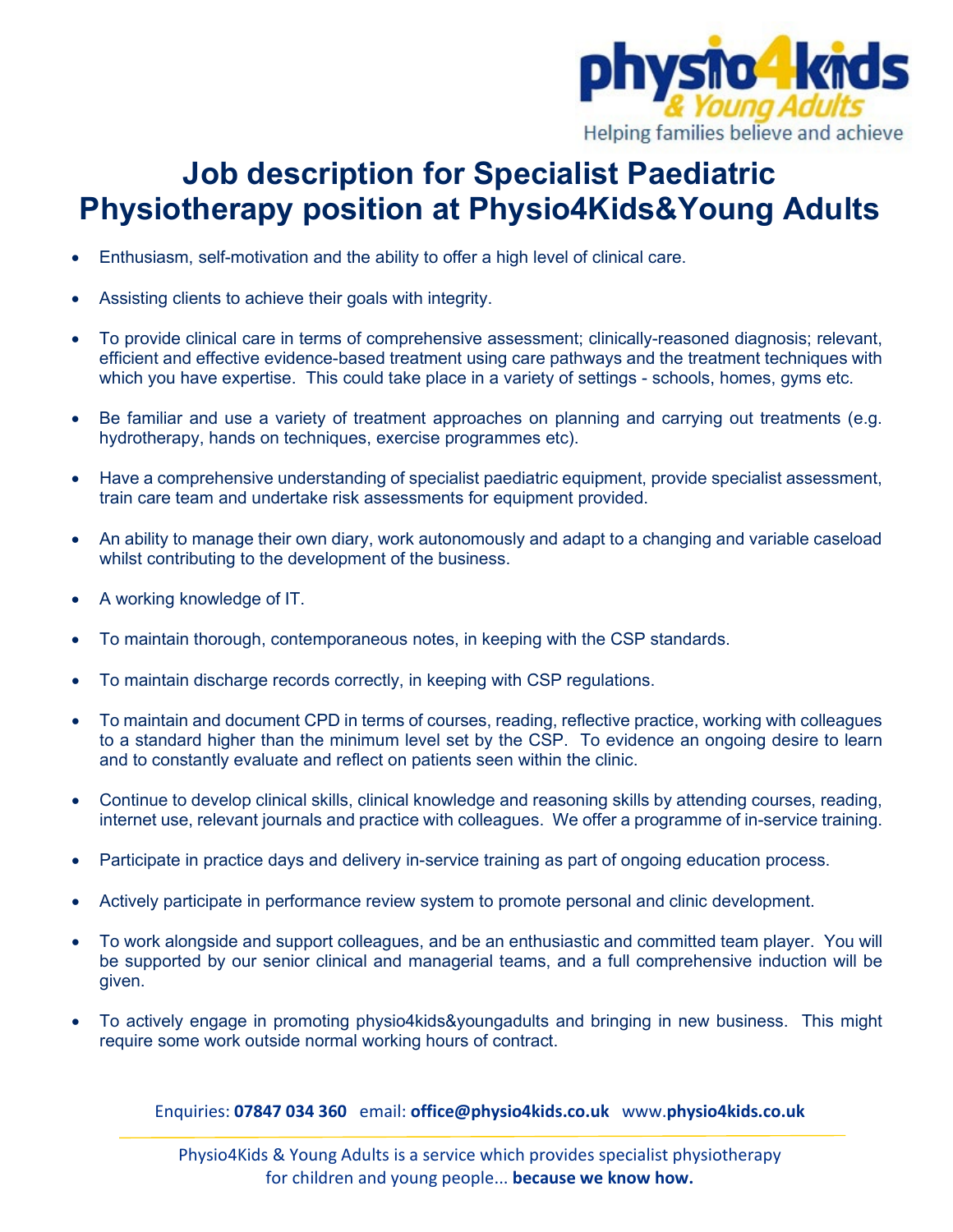# Job description for Specialist Paediatric Physiotherapy position at Physio4Kids&Young Adults

- Enthusiasm, self-motivation and the ability to offer a high level of clinical care.
- Assisting clients to achieve their goals with integrity.
- To provide clinical care in terms of comprehensive assessment; clinically-reasoned diagnosis; relevant, efficient and effective evidence-based treatment using care pathways and the treatment techniques with which you have expertise. This could take place in a variety of settings - schools, homes, gyms etc.
- Be familiar and use a variety of treatment approaches on planning and carrying out treatments (e.g. hydrotherapy, hands on techniques, exercise programmes etc).
- Have a comprehensive understanding of specialist paediatric equipment, provide specialist assessment, train care team and undertake risk assessments for equipment provided.
- An ability to manage their own diary, work autonomously and adapt to a changing and variable caseload whilst contributing to the development of the business.
- A working knowledge of IT.
- To maintain thorough, contemporaneous notes, in keeping with the CSP standards.
- To maintain discharge records correctly, in keeping with CSP regulations.
- To maintain and document CPD in terms of courses, reading, reflective practice, working with colleagues to a standard higher than the minimum level set by the CSP. To evidence an ongoing desire to learn and to constantly evaluate and reflect on patients seen within the clinic.
- Continue to develop clinical skills, clinical knowledge and reasoning skills by attending courses, reading, internet use, relevant journals and practice with colleagues. We offer a programme of in-service training.
- Participate in practice days and delivery in-service training as part of ongoing education process.
- Actively participate in performance review system to promote personal and clinic development.
- To work alongside and support colleagues, and be an enthusiastic and committed team player. You will be supported by our senior clinical and managerial teams, and a full comprehensive induction will be given.
- To actively engage in promoting physio4kids&youngadults and bringing in new business. This might require some work outside normal working hours of contract.

Enquiries: **07847 034 360** email: **office@physio4kids.co.uk** www.**physio4kids.co.uk**

Physio4Kids & Young Adults is a service which provides specialist physiotherapy for children and young people... **because we know how.**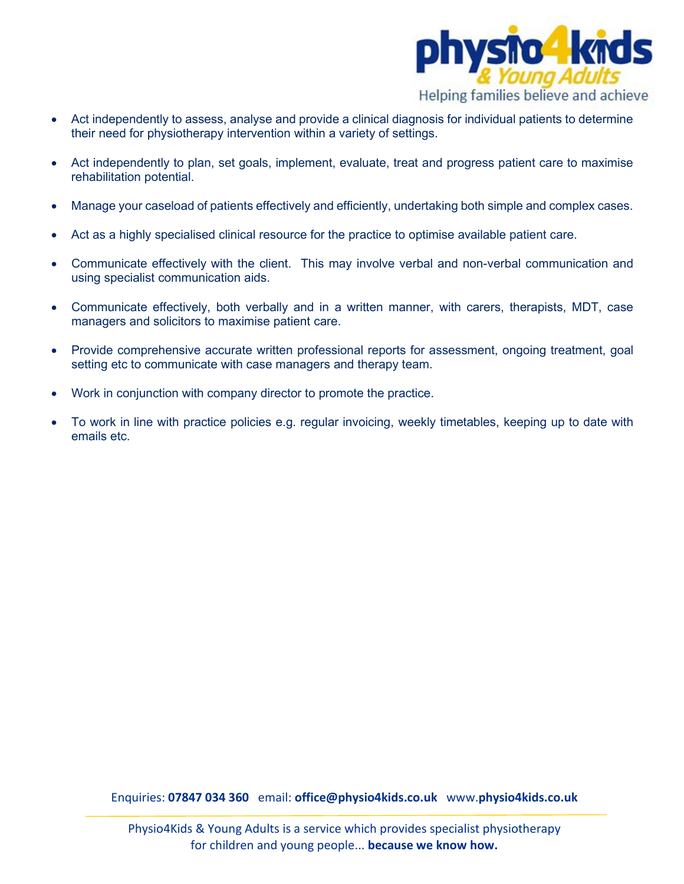- Act independently to assess, analyse and provide a clinical diagnosis for individual patients to determine their need for physiotherapy intervention within a variety of settings.

- Act independently to plan, set goals, implement, evaluate, treat and progress patient care to maximise rehabilitation potential.

- Manage your caseload of patients effectively and efficiently, undertaking both simple and complex cases.

- Act as a highly specialised clinical resource for the practice to optimise available patient care.

- Communicate effectively with the client. This may involve verbal and non-verbal communication and using specialist communication aids.

- Communicate effectively, both verbally and in a written manner, with carers, therapists, MDT, case managers and solicitors to maximise patient care.

- Provide comprehensive accurate written professional reports for assessment, ongoing treatment, goal setting etc to communicate with case managers and therapy team.

- Work in conjunction with company director to promote the practice.

- To work in line with practice policies e.g. regular invoicing, weekly timetables, keeping up to date with emails etc.